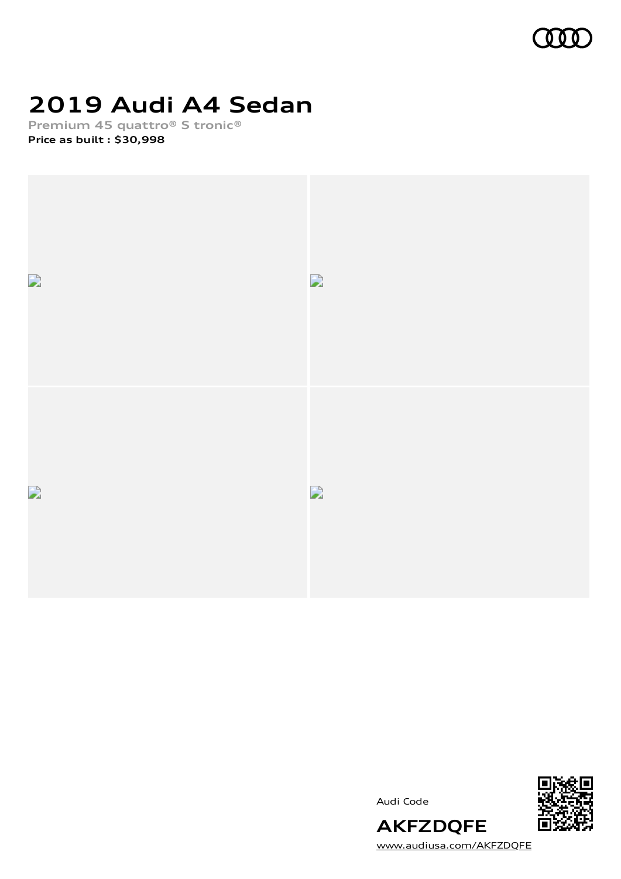# 2019 Audi A4 Sedan

Premium 45 quattro® S tronic®

**Price as built : $30,998**

Audi Code

**AKFZDQFE**

www.audiusa.com/AKFZDQFE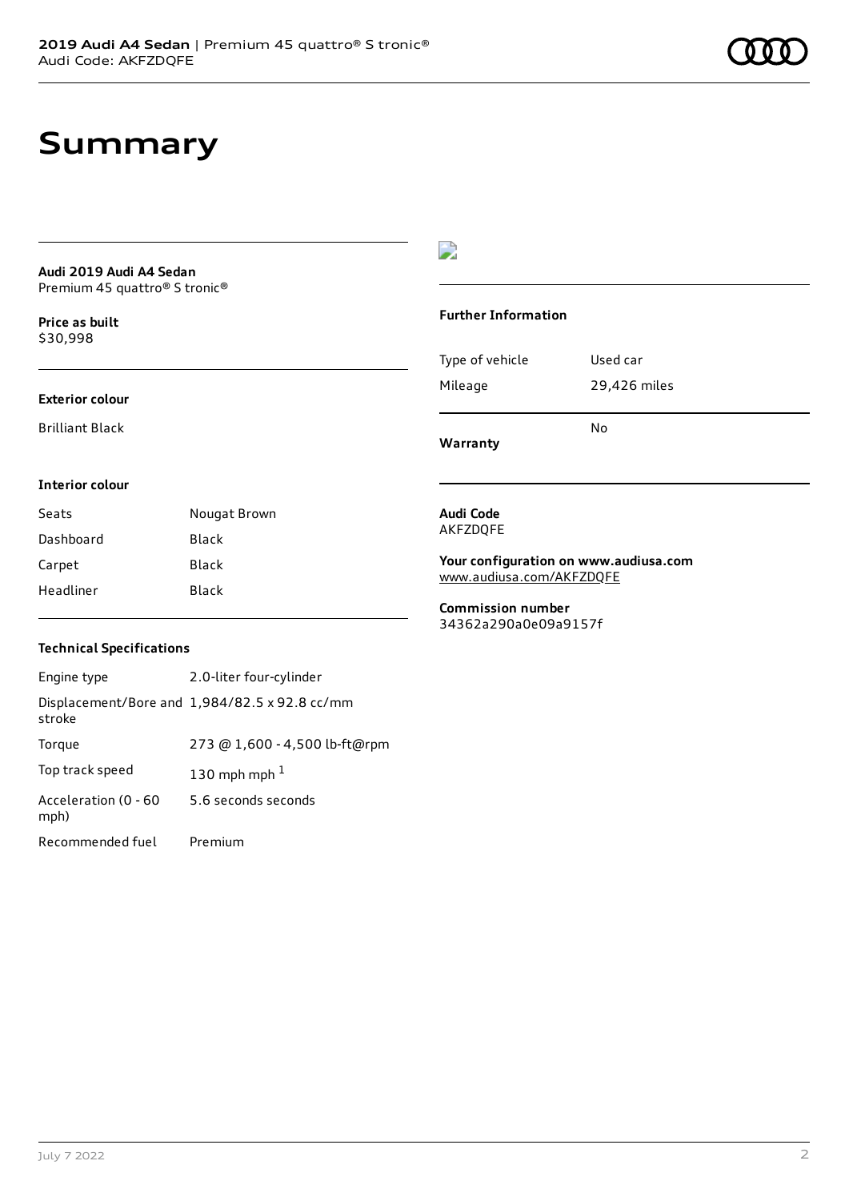# Summary

**Audi 2019 Audi A4 Sedan**
Premium 45 quattro® S tronic®

**Price as built**
$30,998

**Exterior colour**

Brilliant Black

**Interior colour**

| | |
|---|---|
| Seats | Nougat Brown |
| Dashboard | Black |
| Carpet | Black |
| Headliner | Black |

**Technical Specifications**

| | |
|---|---|
| Engine type | 2.0-liter four-cylinder |
| Displacement/Bore and stroke | 1,984/82.5 x 92.8 cc/mm |
| Torque | 273 @ 1,600 - 4,500 lb-ft@rpm |
| Top track speed | 130 mph mph [1] |
| Acceleration (0 - 60 mph) | 5.6 seconds seconds |
| Recommended fuel | Premium |

**Further Information**

| | |
|---|---|
| Type of vehicle | Used car |
| Mileage | 29,426 miles |
| **Warranty** | No |

**Audi Code**
AKFZDQFE

**Your configuration on www.audiusa.com**
www.audiusa.com/AKFZDQFE

**Commission number**
34362a290a0e09a9157f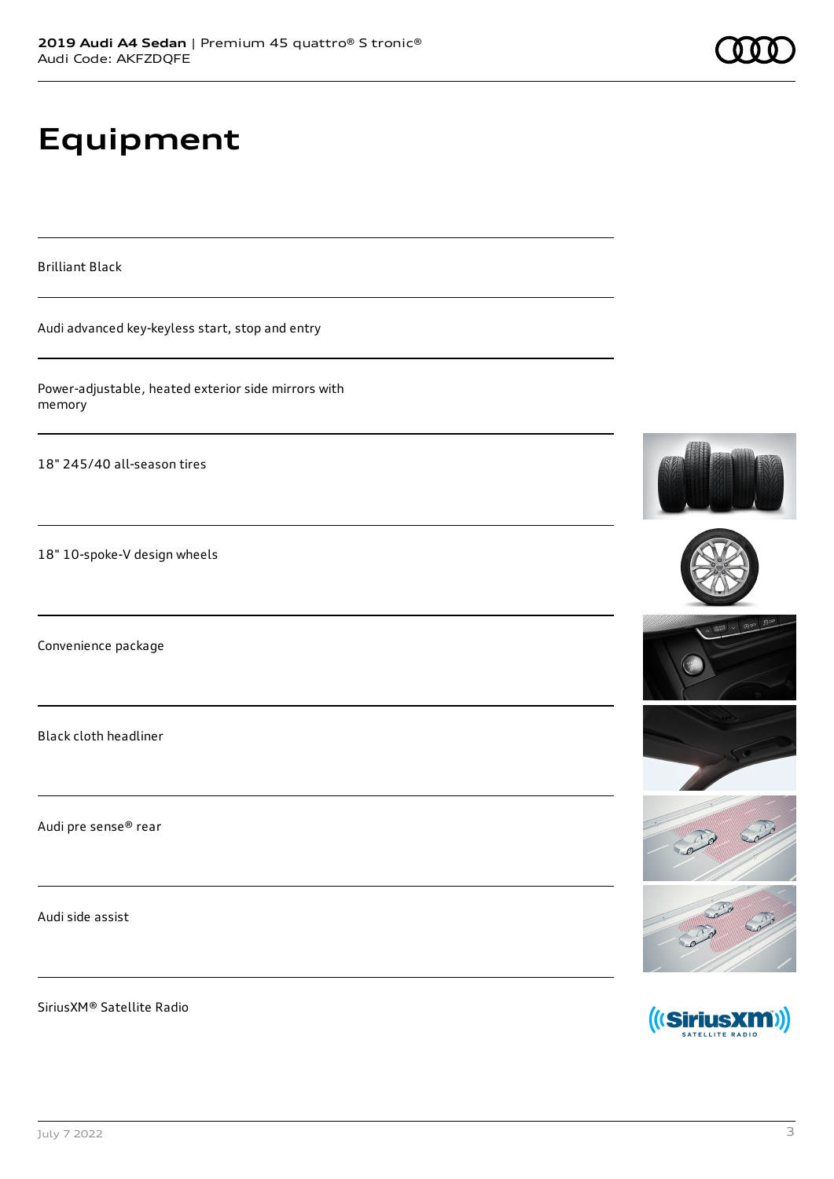# Equipment

Brilliant Black

Audi advanced key-keyless start, stop and entry

Power-adjustable, heated exterior side mirrors with memory

18" 245/40 all-season tires

18" 10-spoke-V design wheels

Convenience package

Black cloth headliner

Audi pre sense® rear

Audi side assist

SiriusXM® Satellite Radio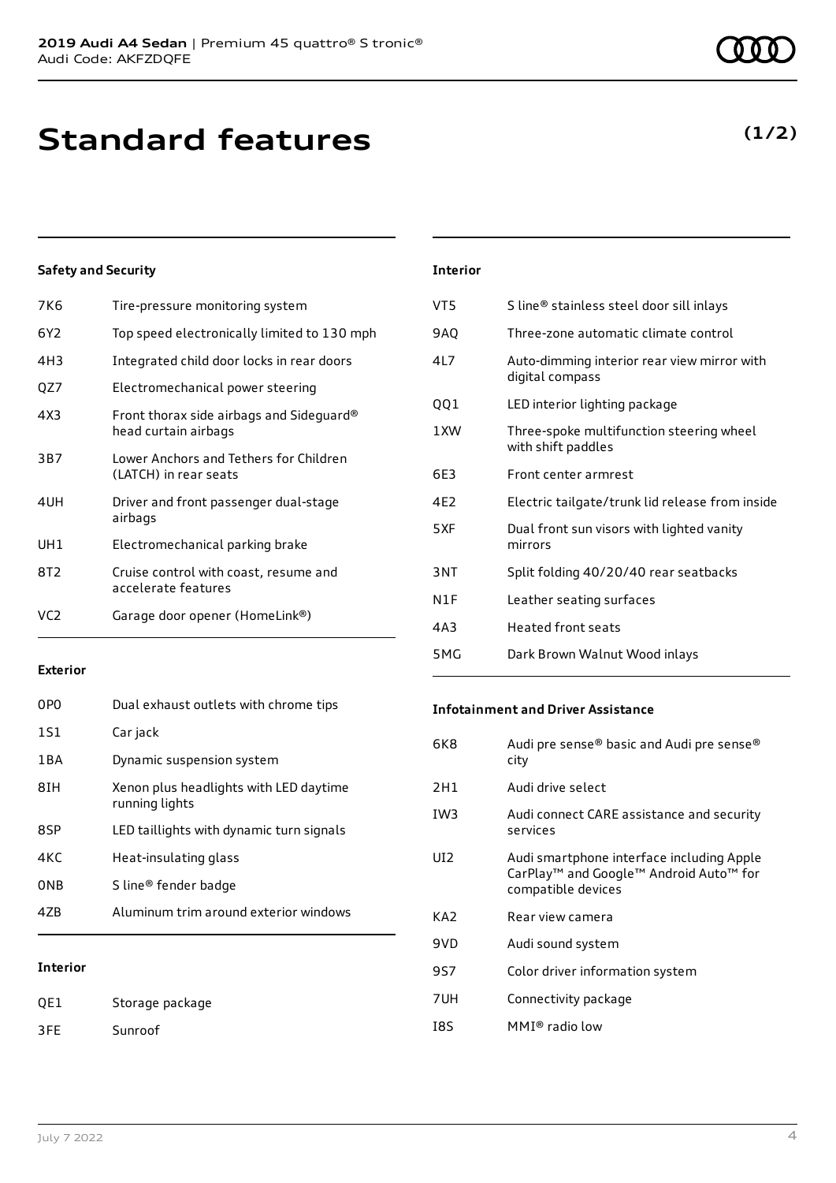# Standard features

**(1/2)**

### Safety and Security

| | |
|---|---|
| 7K6 | Tire-pressure monitoring system |
| 6Y2 | Top speed electronically limited to 130 mph |
| 4H3 | Integrated child door locks in rear doors |
| QZ7 | Electromechanical power steering |
| 4X3 | Front thorax side airbags and Sideguard® head curtain airbags |
| 3B7 | Lower Anchors and Tethers for Children (LATCH) in rear seats |
| 4UH | Driver and front passenger dual-stage airbags |
| UH1 | Electromechanical parking brake |
| 8T2 | Cruise control with coast, resume and accelerate features |
| VC2 | Garage door opener (HomeLink®) |

### Exterior

| | |
|---|---|
| 0P0 | Dual exhaust outlets with chrome tips |
| 1S1 | Car jack |
| 1BA | Dynamic suspension system |
| 8IH | Xenon plus headlights with LED daytime running lights |
| 8SP | LED taillights with dynamic turn signals |
| 4KC | Heat-insulating glass |
| 0NB | S line® fender badge |
| 4ZB | Aluminum trim around exterior windows |

### Interior

| | |
|---|---|
| QE1 | Storage package |
| 3FE | Sunroof |
| VT5 | S line® stainless steel door sill inlays |
| 9AQ | Three-zone automatic climate control |
| 4L7 | Auto-dimming interior rear view mirror with digital compass |
| QQ1 | LED interior lighting package |
| 1XW | Three-spoke multifunction steering wheel with shift paddles |
| 6E3 | Front center armrest |
| 4E2 | Electric tailgate/trunk lid release from inside |
| 5XF | Dual front sun visors with lighted vanity mirrors |
| 3NT | Split folding 40/20/40 rear seatbacks |
| N1F | Leather seating surfaces |
| 4A3 | Heated front seats |
| 5MG | Dark Brown Walnut Wood inlays |

### Infotainment and Driver Assistance

| | |
|---|---|
| 6K8 | Audi pre sense® basic and Audi pre sense® city |
| 2H1 | Audi drive select |
| IW3 | Audi connect CARE assistance and security services |
| UI2 | Audi smartphone interface including Apple CarPlay™ and Google™ Android Auto™ for compatible devices |
| KA2 | Rear view camera |
| 9VD | Audi sound system |
| 9S7 | Color driver information system |
| 7UH | Connectivity package |
| I8S | MMI® radio low |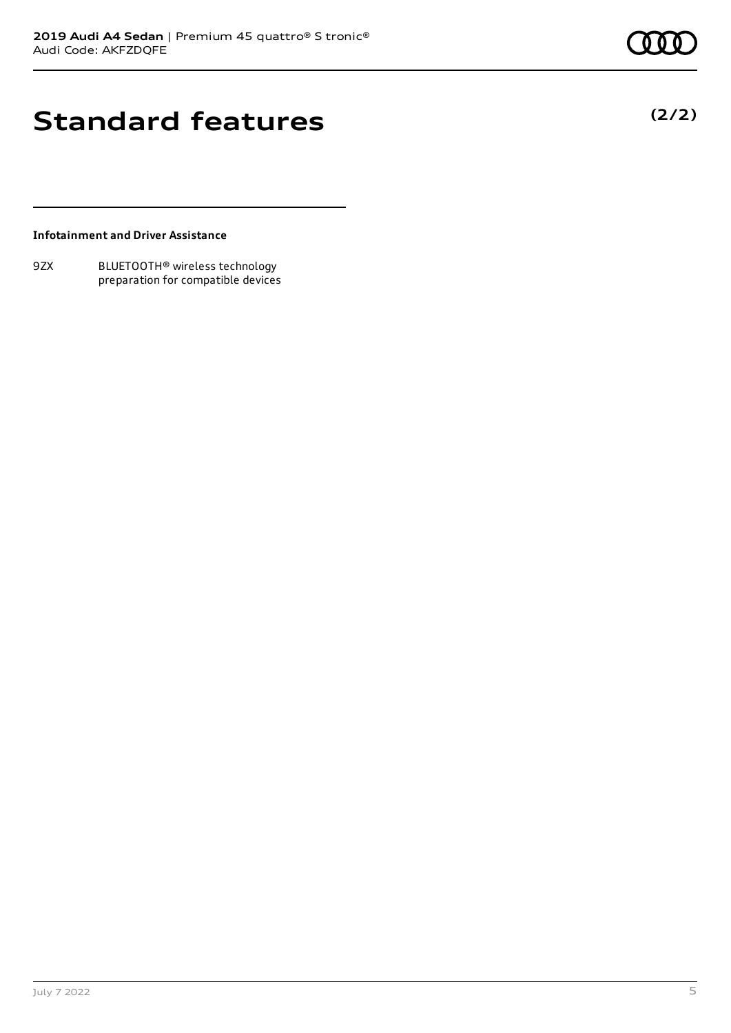# Standard features

**(2/2)**

**Infotainment and Driver Assistance**

| | |
|---|---|
| 9ZX | BLUETOOTH® wireless technology preparation for compatible devices |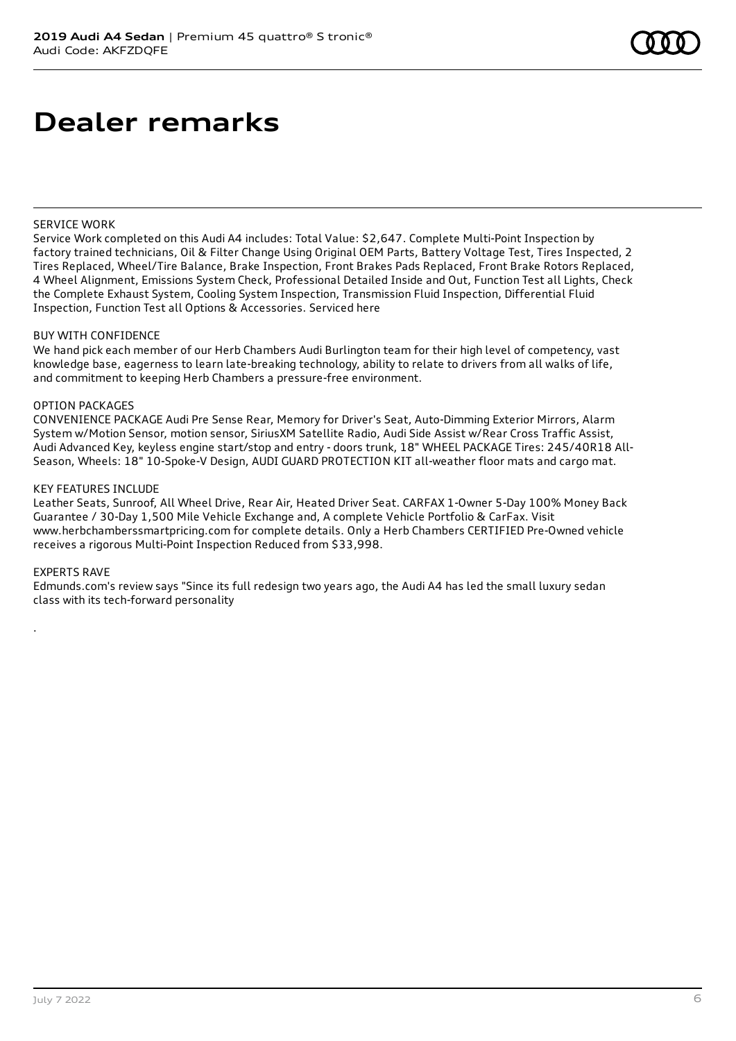# Dealer remarks

SERVICE WORK

Service Work completed on this Audi A4 includes: Total Value: $2,647. Complete Multi-Point Inspection by factory trained technicians, Oil & Filter Change Using Original OEM Parts, Battery Voltage Test, Tires Inspected, 2 Tires Replaced, Wheel/Tire Balance, Brake Inspection, Front Brakes Pads Replaced, Front Brake Rotors Replaced, 4 Wheel Alignment, Emissions System Check, Professional Detailed Inside and Out, Function Test all Lights, Check the Complete Exhaust System, Cooling System Inspection, Transmission Fluid Inspection, Differential Fluid Inspection, Function Test all Options & Accessories. Serviced here

BUY WITH CONFIDENCE

We hand pick each member of our Herb Chambers Audi Burlington team for their high level of competency, vast knowledge base, eagerness to learn late-breaking technology, ability to relate to drivers from all walks of life, and commitment to keeping Herb Chambers a pressure-free environment.

OPTION PACKAGES

CONVENIENCE PACKAGE Audi Pre Sense Rear, Memory for Driver's Seat, Auto-Dimming Exterior Mirrors, Alarm System w/Motion Sensor, motion sensor, SiriusXM Satellite Radio, Audi Side Assist w/Rear Cross Traffic Assist, Audi Advanced Key, keyless engine start/stop and entry - doors trunk, 18" WHEEL PACKAGE Tires: 245/40R18 All-Season, Wheels: 18" 10-Spoke-V Design, AUDI GUARD PROTECTION KIT all-weather floor mats and cargo mat.

KEY FEATURES INCLUDE

Leather Seats, Sunroof, All Wheel Drive, Rear Air, Heated Driver Seat. CARFAX 1-Owner 5-Day 100% Money Back Guarantee / 30-Day 1,500 Mile Vehicle Exchange and, A complete Vehicle Portfolio & CarFax. Visit www.herbchamberssmartpricing.com for complete details. Only a Herb Chambers CERTIFIED Pre-Owned vehicle receives a rigorous Multi-Point Inspection Reduced from $33,998.

EXPERTS RAVE

Edmunds.com's review says "Since its full redesign two years ago, the Audi A4 has led the small luxury sedan class with its tech-forward personality

.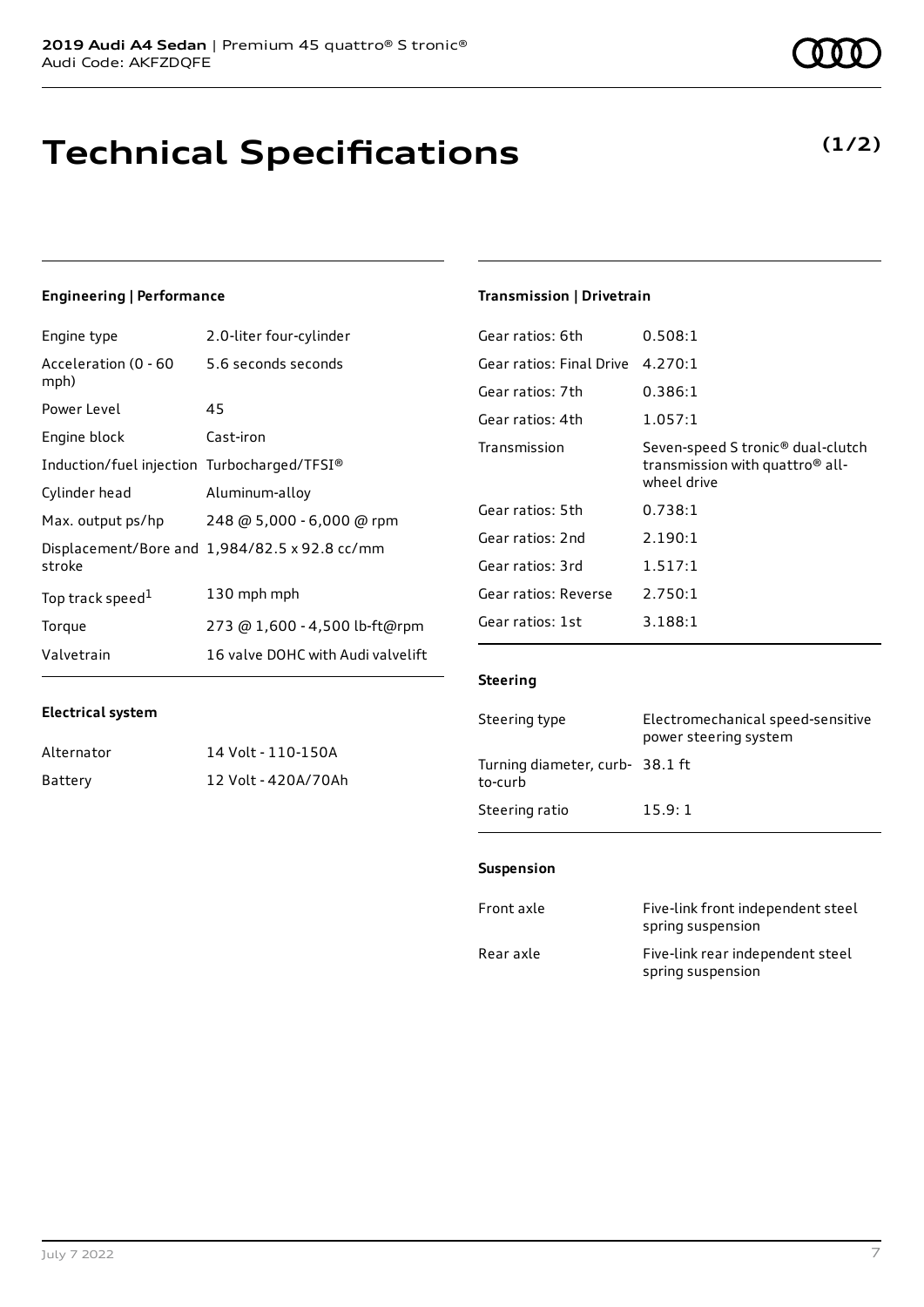**2019 Audi A4 Sedan** | Premium 45 quattro® S tronic®
Audi Code: AKFZDQFE

# Technical Specifications

**(1/2)**

### Engineering | Performance

| | |
|---|---|
| Engine type | 2.0-liter four-cylinder |
| Acceleration (0 - 60 mph) | 5.6 seconds seconds |
| Power Level | 45 |
| Engine block | Cast-iron |
| Induction/fuel injection | Turbocharged/TFSI® |
| Cylinder head | Aluminum-alloy |
| Max. output ps/hp | 248 @ 5,000 - 6,000 @ rpm |
| Displacement/Bore and stroke | 1,984/82.5 x 92.8 cc/mm |
| Top track speed[1] | 130 mph mph |
| Torque | 273 @ 1,600 - 4,500 lb-ft@rpm |
| Valvetrain | 16 valve DOHC with Audi valvelift |

### Electrical system

| | |
|---|---|
| Alternator | 14 Volt - 110-150A |
| Battery | 12 Volt - 420A/70Ah |

### Transmission | Drivetrain

| | |
|---|---|
| Gear ratios: 6th | 0.508:1 |
| Gear ratios: Final Drive | 4.270:1 |
| Gear ratios: 7th | 0.386:1 |
| Gear ratios: 4th | 1.057:1 |
| Transmission | Seven-speed S tronic® dual-clutch transmission with quattro® all-wheel drive |
| Gear ratios: 5th | 0.738:1 |
| Gear ratios: 2nd | 2.190:1 |
| Gear ratios: 3rd | 1.517:1 |
| Gear ratios: Reverse | 2.750:1 |
| Gear ratios: 1st | 3.188:1 |

### Steering

| | |
|---|---|
| Steering type | Electromechanical speed-sensitive power steering system |
| Turning diameter, curb-to-curb | 38.1 ft |
| Steering ratio | 15.9: 1 |

### Suspension

| | |
|---|---|
| Front axle | Five-link front independent steel spring suspension |
| Rear axle | Five-link rear independent steel spring suspension |

July 7 2022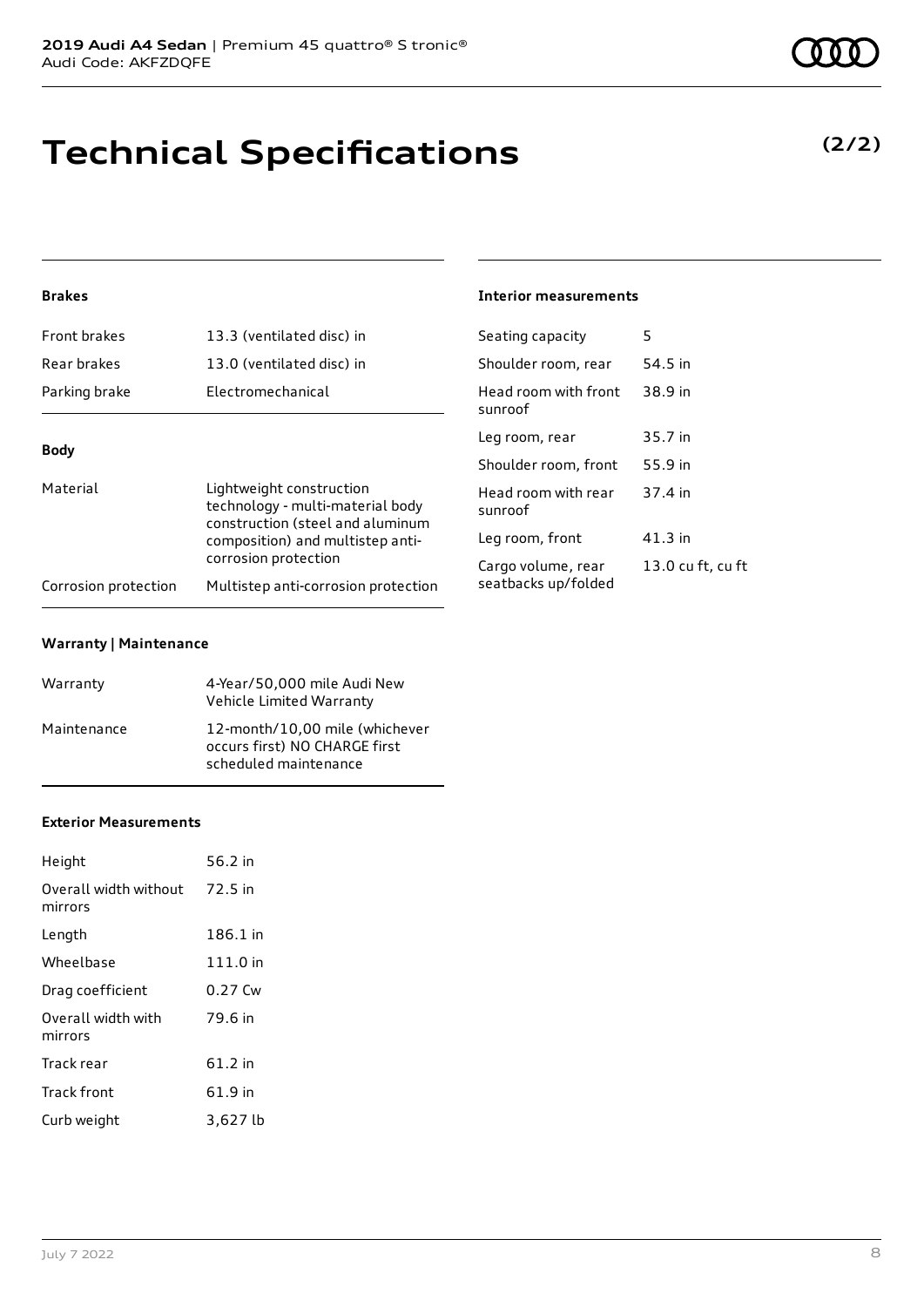# Technical Specifications

**(2/2)**

### Brakes

| | |
|---|---|
| Front brakes | 13.3 (ventilated disc) in |
| Rear brakes | 13.0 (ventilated disc) in |
| Parking brake | Electromechanical |

### Body

| | |
|---|---|
| Material | Lightweight construction technology - multi-material body construction (steel and aluminum composition) and multistep anti-corrosion protection |
| Corrosion protection | Multistep anti-corrosion protection |

### Warranty | Maintenance

| | |
|---|---|
| Warranty | 4-Year/50,000 mile Audi New Vehicle Limited Warranty |
| Maintenance | 12-month/10,00 mile (whichever occurs first) NO CHARGE first scheduled maintenance |

### Exterior Measurements

| | |
|---|---|
| Height | 56.2 in |
| Overall width without mirrors | 72.5 in |
| Length | 186.1 in |
| Wheelbase | 111.0 in |
| Drag coefficient | 0.27 Cw |
| Overall width with mirrors | 79.6 in |
| Track rear | 61.2 in |
| Track front | 61.9 in |
| Curb weight | 3,627 lb |

### Interior measurements

| | |
|---|---|
| Seating capacity | 5 |
| Shoulder room, rear | 54.5 in |
| Head room with front sunroof | 38.9 in |
| Leg room, rear | 35.7 in |
| Shoulder room, front | 55.9 in |
| Head room with rear sunroof | 37.4 in |
| Leg room, front | 41.3 in |
| Cargo volume, rear seatbacks up/folded | 13.0 cu ft, cu ft |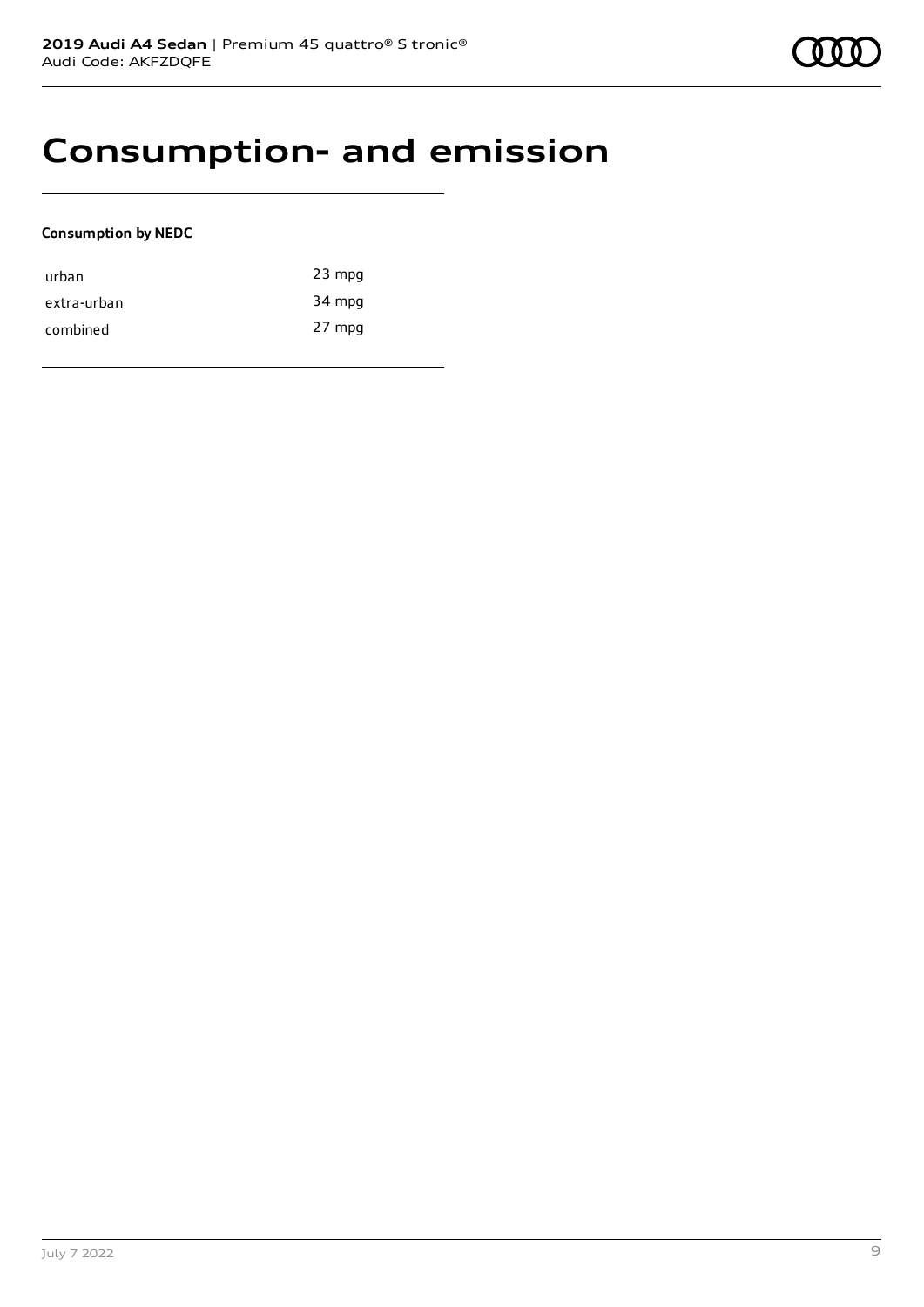# Consumption- and emission

**Consumption by NEDC**

| | |
|---|---|
| urban | 23 mpg |
| extra-urban | 34 mpg |
| combined | 27 mpg |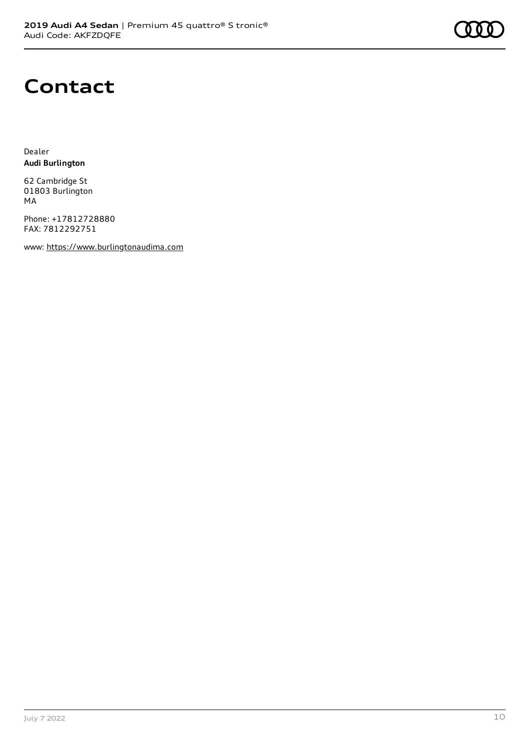# Contact

Dealer
**Audi Burlington**

62 Cambridge St
01803 Burlington
MA

Phone: +17812728880
FAX: 7812292751

www: https://www.burlingtonaudima.com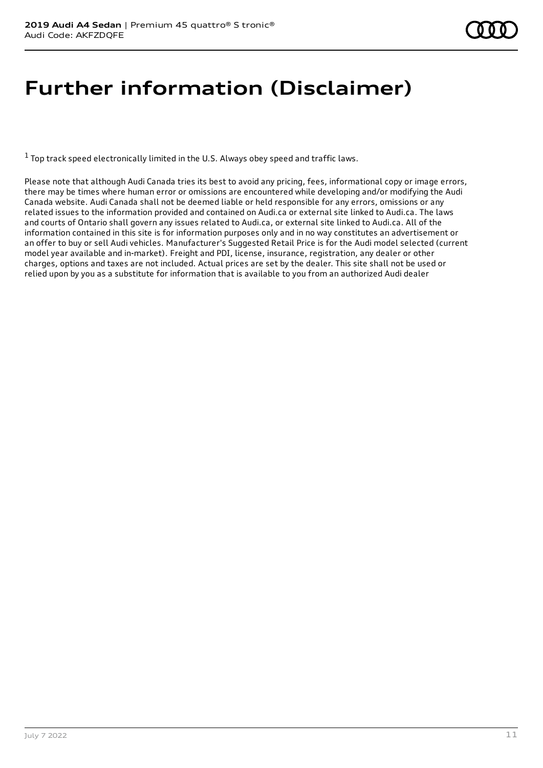# Further information (Disclaimer)

[1] Top track speed electronically limited in the U.S. Always obey speed and traffic laws.

Please note that although Audi Canada tries its best to avoid any pricing, fees, informational copy or image errors, there may be times where human error or omissions are encountered while developing and/or modifying the Audi Canada website. Audi Canada shall not be deemed liable or held responsible for any errors, omissions or any related issues to the information provided and contained on Audi.ca or external site linked to Audi.ca. The laws and courts of Ontario shall govern any issues related to Audi.ca, or external site linked to Audi.ca. All of the information contained in this site is for information purposes only and in no way constitutes an advertisement or an offer to buy or sell Audi vehicles. Manufacturer's Suggested Retail Price is for the Audi model selected (current model year available and in-market). Freight and PDI, license, insurance, registration, any dealer or other charges, options and taxes are not included. Actual prices are set by the dealer. This site shall not be used or relied upon by you as a substitute for information that is available to you from an authorized Audi dealer